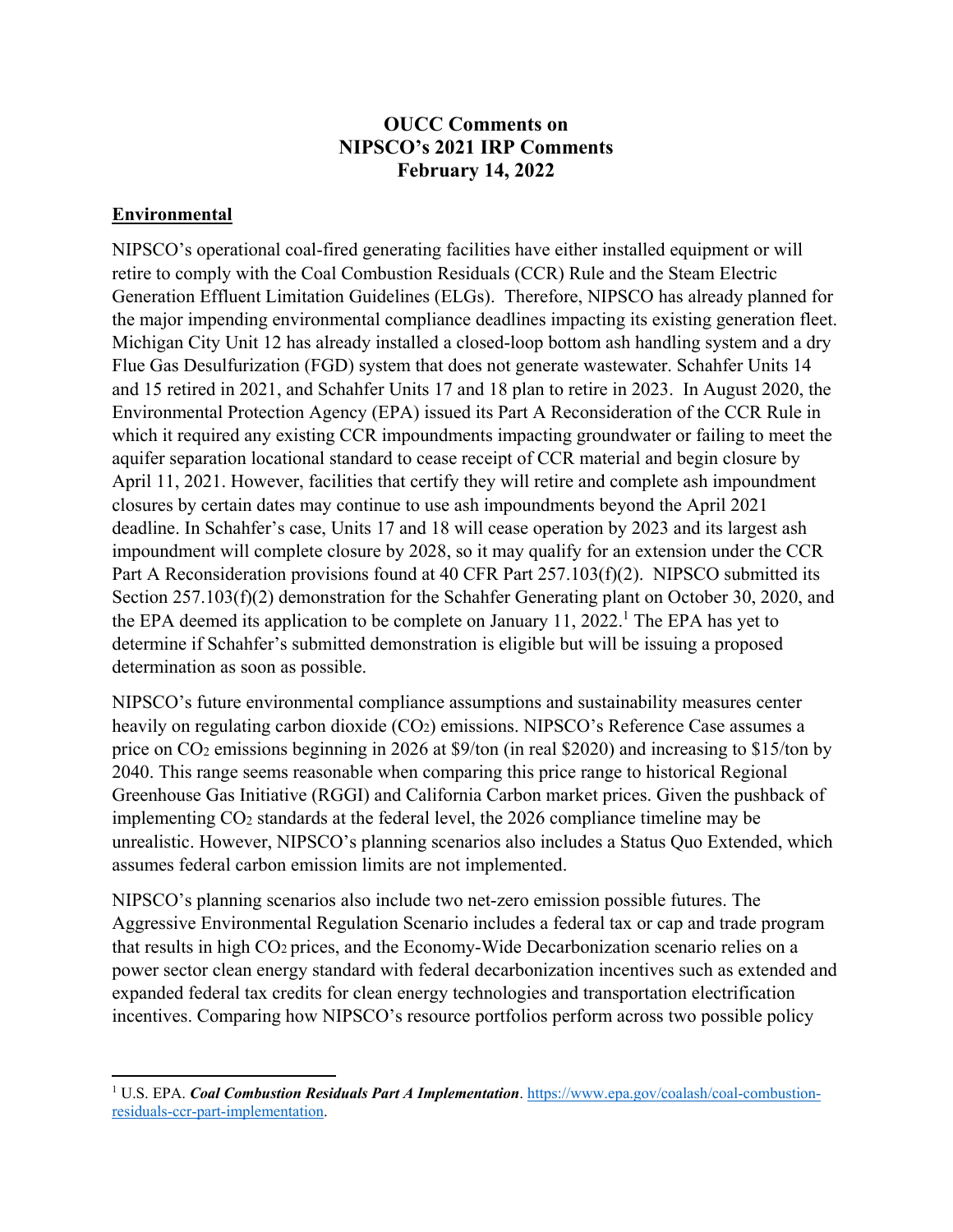# OUCC Comments on NIPSCO's 2021 IRP Comments February 14, 2022

## Environmental

NIPSCO's operational coal-fired generating facilities have either installed equipment or will retire to comply with the Coal Combustion Residuals (CCR) Rule and the Steam Electric Generation Effluent Limitation Guidelines (ELGs). Therefore, NIPSCO has already planned for the major impending environmental compliance deadlines impacting its existing generation fleet. Michigan City Unit 12 has already installed a closed-loop bottom ash handling system and a dry Flue Gas Desulfurization (FGD) system that does not generate wastewater. Schahfer Units 14 and 15 retired in 2021, and Schahfer Units 17 and 18 plan to retire in 2023. In August 2020, the Environmental Protection Agency (EPA) issued its Part A Reconsideration of the CCR Rule in which it required any existing CCR impoundments impacting groundwater or failing to meet the aquifer separation locational standard to cease receipt of CCR material and begin closure by April 11, 2021. However, facilities that certify they will retire and complete ash impoundment closures by certain dates may continue to use ash impoundments beyond the April 2021 deadline. In Schahfer's case, Units 17 and 18 will cease operation by 2023 and its largest ash impoundment will complete closure by 2028, so it may qualify for an extension under the CCR Part A Reconsideration provisions found at 40 CFR Part 257.103(f)(2). NIPSCO submitted its Section 257.103(f)(2) demonstration for the Schahfer Generating plant on October 30, 2020, and the EPA deemed its application to be complete on January 11, 2022.[1] The EPA has yet to determine if Schahfer's submitted demonstration is eligible but will be issuing a proposed determination as soon as possible.

NIPSCO's future environmental compliance assumptions and sustainability measures center heavily on regulating carbon dioxide ($CO_2$) emissions. NIPSCO's Reference Case assumes a price on $CO_2$ emissions beginning in 2026 at $9/ton (in real $2020) and increasing to $15/ton by 2040. This range seems reasonable when comparing this price range to historical Regional Greenhouse Gas Initiative (RGGI) and California Carbon market prices. Given the pushback of implementing $CO_2$ standards at the federal level, the 2026 compliance timeline may be unrealistic. However, NIPSCO's planning scenarios also includes a Status Quo Extended, which assumes federal carbon emission limits are not implemented.

NIPSCO's planning scenarios also include two net-zero emission possible futures. The Aggressive Environmental Regulation Scenario includes a federal tax or cap and trade program that results in high $CO_2$ prices, and the Economy-Wide Decarbonization scenario relies on a power sector clean energy standard with federal decarbonization incentives such as extended and expanded federal tax credits for clean energy technologies and transportation electrification incentives. Comparing how NIPSCO's resource portfolios perform across two possible policy

---

[1] U.S. EPA. ***Coal Combustion Residuals Part A Implementation***. https://www.epa.gov/coalash/coal-combustion-residuals-ccr-part-implementation.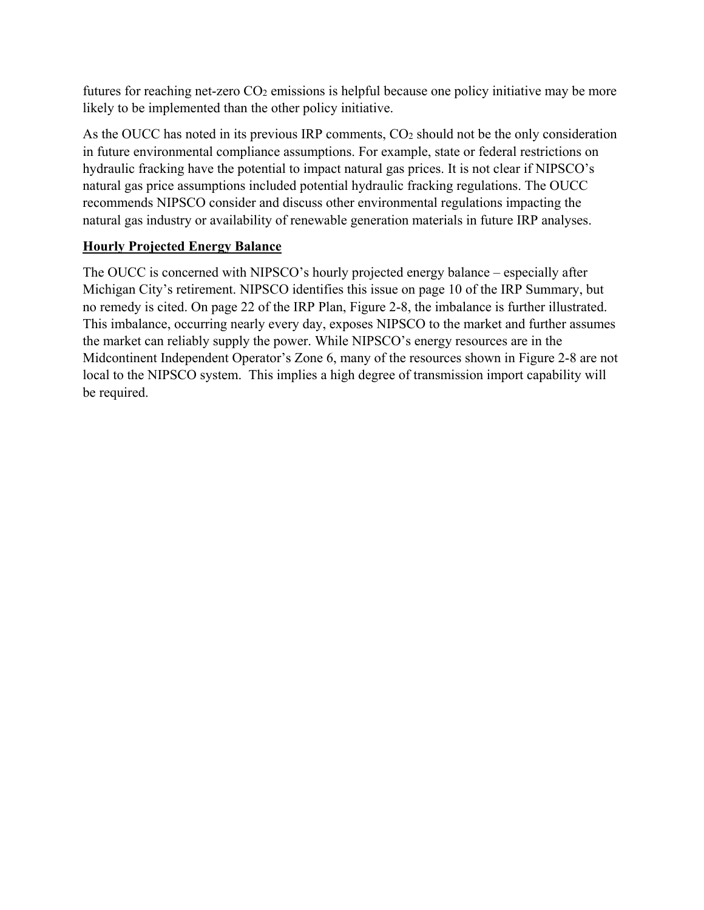futures for reaching net-zero $CO_2$ emissions is helpful because one policy initiative may be more likely to be implemented than the other policy initiative.

As the OUCC has noted in its previous IRP comments, $CO_2$ should not be the only consideration in future environmental compliance assumptions. For example, state or federal restrictions on hydraulic fracking have the potential to impact natural gas prices. It is not clear if NIPSCO's natural gas price assumptions included potential hydraulic fracking regulations. The OUCC recommends NIPSCO consider and discuss other environmental regulations impacting the natural gas industry or availability of renewable generation materials in future IRP analyses.

**Hourly Projected Energy Balance**

The OUCC is concerned with NIPSCO's hourly projected energy balance – especially after Michigan City's retirement. NIPSCO identifies this issue on page 10 of the IRP Summary, but no remedy is cited. On page 22 of the IRP Plan, Figure 2-8, the imbalance is further illustrated. This imbalance, occurring nearly every day, exposes NIPSCO to the market and further assumes the market can reliably supply the power. While NIPSCO's energy resources are in the Midcontinent Independent Operator's Zone 6, many of the resources shown in Figure 2-8 are not local to the NIPSCO system. This implies a high degree of transmission import capability will be required.